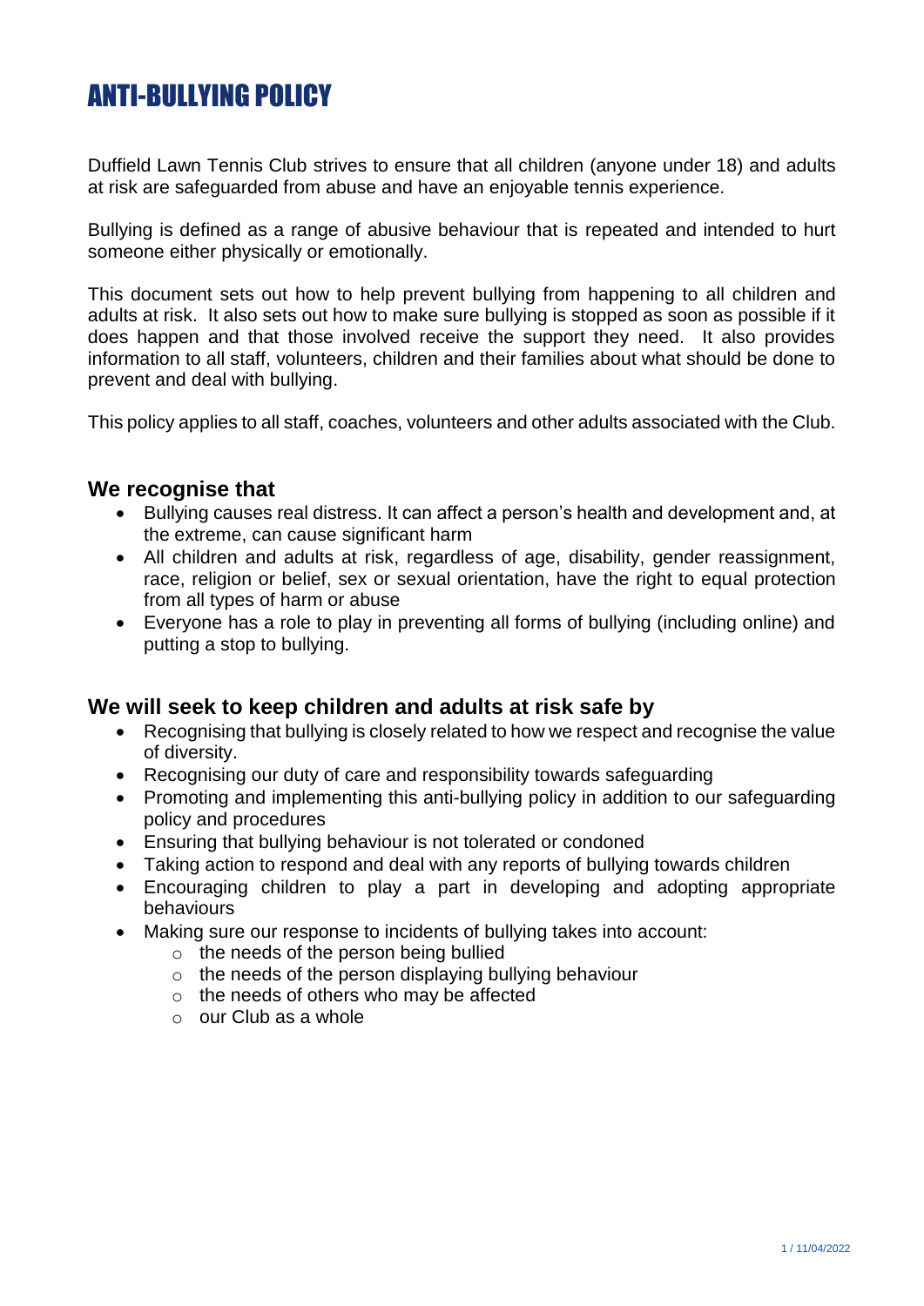# ANTI-BULLYING POLICY

Duffield Lawn Tennis Club strives to ensure that all children (anyone under 18) and adults at risk are safeguarded from abuse and have an enjoyable tennis experience.

Bullying is defined as a range of abusive behaviour that is repeated and intended to hurt someone either physically or emotionally.

This document sets out how to help prevent bullying from happening to all children and adults at risk. It also sets out how to make sure bullying is stopped as soon as possible if it does happen and that those involved receive the support they need. It also provides information to all staff, volunteers, children and their families about what should be done to prevent and deal with bullying.

This policy applies to all staff, coaches, volunteers and other adults associated with the Club.

## We recognise that

- Bullying causes real distress. It can affect a person's health and development and, at the extreme, can cause significant harm
- All children and adults at risk, regardless of age, disability, gender reassignment, race, religion or belief, sex or sexual orientation, have the right to equal protection from all types of harm or abuse
- Everyone has a role to play in preventing all forms of bullying (including online) and putting a stop to bullying.

## We will seek to keep children and adults at risk safe by

- Recognising that bullying is closely related to how we respect and recognise the value of diversity.
- Recognising our duty of care and responsibility towards safeguarding
- Promoting and implementing this anti-bullying policy in addition to our safeguarding policy and procedures
- Ensuring that bullying behaviour is not tolerated or condoned
- Taking action to respond and deal with any reports of bullying towards children
- Encouraging children to play a part in developing and adopting appropriate behaviours
- Making sure our response to incidents of bullying takes into account:
  - the needs of the person being bullied
  - the needs of the person displaying bullying behaviour
  - the needs of others who may be affected
  - our Club as a whole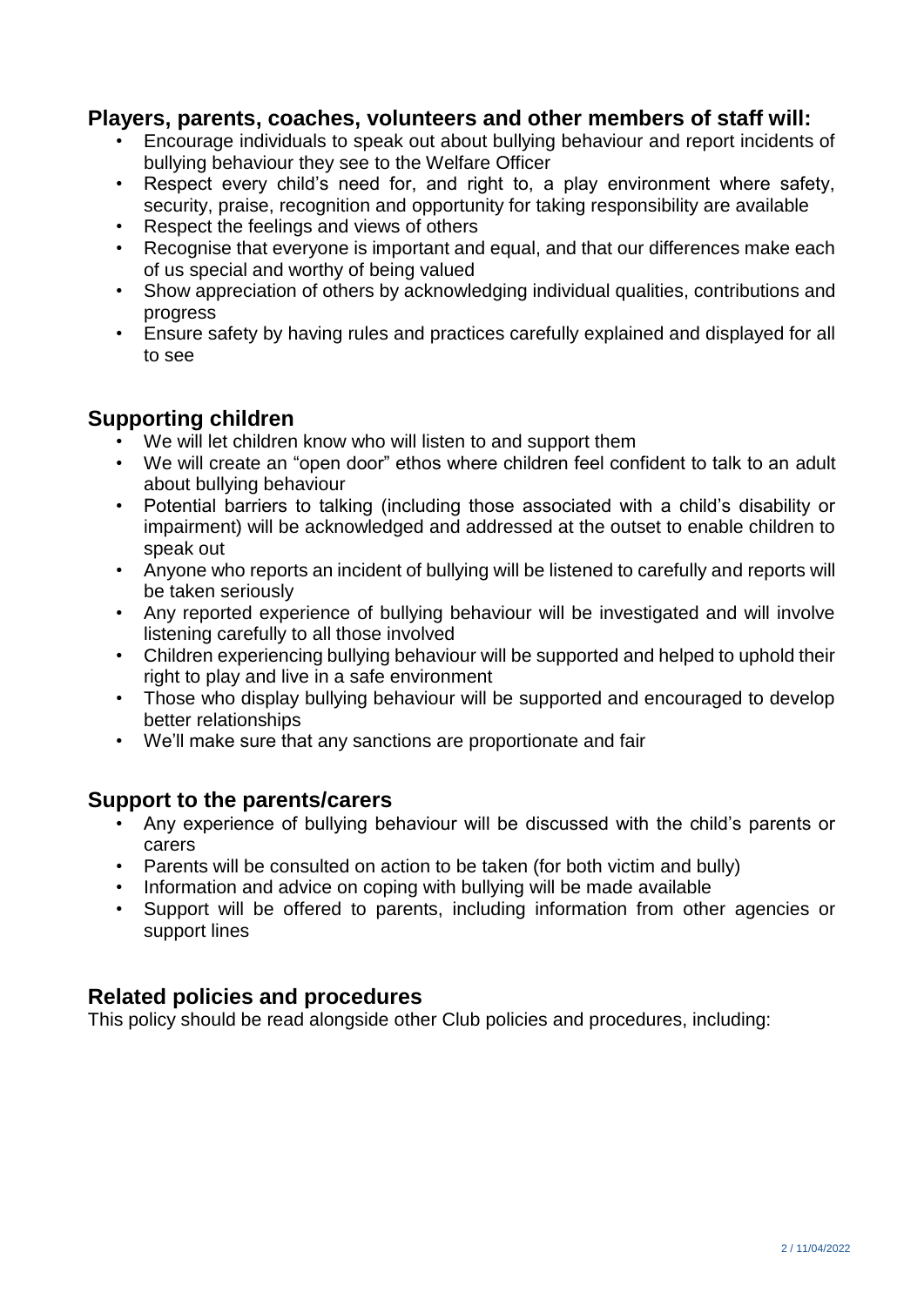## Players, parents, coaches, volunteers and other members of staff will:

- Encourage individuals to speak out about bullying behaviour and report incidents of bullying behaviour they see to the Welfare Officer
- Respect every child's need for, and right to, a play environment where safety, security, praise, recognition and opportunity for taking responsibility are available
- Respect the feelings and views of others
- Recognise that everyone is important and equal, and that our differences make each of us special and worthy of being valued
- Show appreciation of others by acknowledging individual qualities, contributions and progress
- Ensure safety by having rules and practices carefully explained and displayed for all to see

## Supporting children

- We will let children know who will listen to and support them
- We will create an "open door" ethos where children feel confident to talk to an adult about bullying behaviour
- Potential barriers to talking (including those associated with a child's disability or impairment) will be acknowledged and addressed at the outset to enable children to speak out
- Anyone who reports an incident of bullying will be listened to carefully and reports will be taken seriously
- Any reported experience of bullying behaviour will be investigated and will involve listening carefully to all those involved
- Children experiencing bullying behaviour will be supported and helped to uphold their right to play and live in a safe environment
- Those who display bullying behaviour will be supported and encouraged to develop better relationships
- We'll make sure that any sanctions are proportionate and fair

## Support to the parents/carers

- Any experience of bullying behaviour will be discussed with the child's parents or carers
- Parents will be consulted on action to be taken (for both victim and bully)
- Information and advice on coping with bullying will be made available
- Support will be offered to parents, including information from other agencies or support lines

## Related policies and procedures

This policy should be read alongside other Club policies and procedures, including: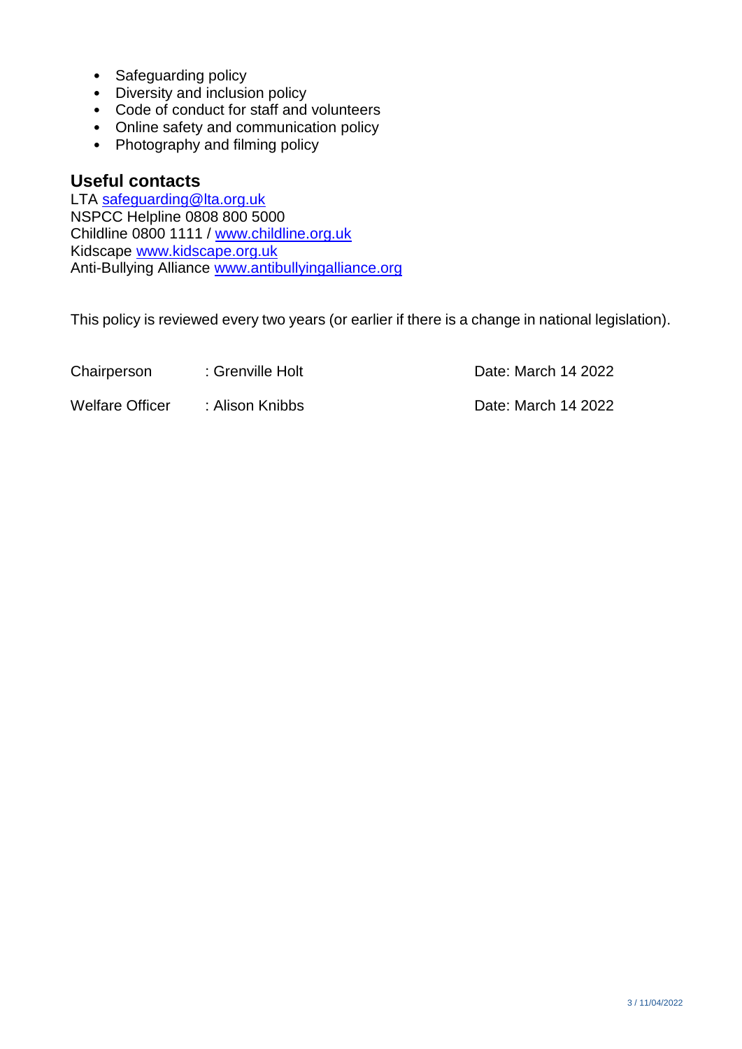- Safeguarding policy
- Diversity and inclusion policy
- Code of conduct for staff and volunteers
- Online safety and communication policy
- Photography and filming policy

## Useful contacts

LTA safeguarding@lta.org.uk
NSPCC Helpline 0808 800 5000
Childline 0800 1111 / www.childline.org.uk
Kidscape www.kidscape.org.uk
Anti-Bullying Alliance www.antibullyingalliance.org

This policy is reviewed every two years (or earlier if there is a change in national legislation).

| | | |
|---|---|---|
| Chairperson | : Grenville Holt | Date: March 14 2022 |
| Welfare Officer | : Alison Knibbs | Date: March 14 2022 |